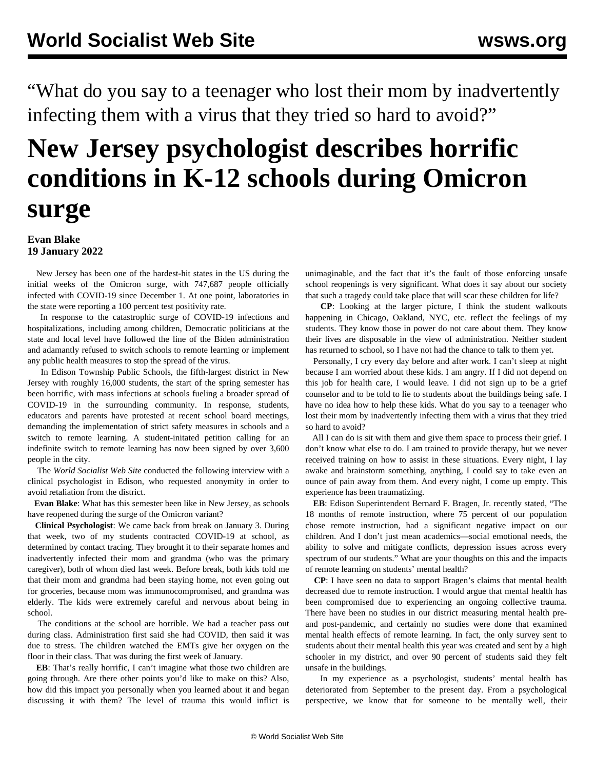“What do you say to a teenager who lost their mom by inadvertently infecting them with a virus that they tried so hard to avoid?”

# New Jersey psychologist describes horrific conditions in K-12 schools during Omicron surge

**Evan Blake**
**19 January 2022**

New Jersey has been one of the hardest-hit states in the US during the initial weeks of the Omicron surge, with 747,687 people officially infected with COVID-19 since December 1. At one point, laboratories in the state were reporting a 100 percent test positivity rate.

In response to the catastrophic surge of COVID-19 infections and hospitalizations, including among children, Democratic politicians at the state and local level have followed the line of the Biden administration and adamantly refused to switch schools to remote learning or implement any public health measures to stop the spread of the virus.

In Edison Township Public Schools, the fifth-largest district in New Jersey with roughly 16,000 students, the start of the spring semester has been horrific, with mass infections at schools fueling a broader spread of COVID-19 in the surrounding community. In response, students, educators and parents have protested at recent school board meetings, demanding the implementation of strict safety measures in schools and a switch to remote learning. A student-initated petition calling for an indefinite switch to remote learning has now been signed by over 3,600 people in the city.

The *World Socialist Web Site* conducted the following interview with a clinical psychologist in Edison, who requested anonymity in order to avoid retaliation from the district.

**Evan Blake**: What has this semester been like in New Jersey, as schools have reopened during the surge of the Omicron variant?

**Clinical Psychologist**: We came back from break on January 3. During that week, two of my students contracted COVID-19 at school, as determined by contact tracing. They brought it to their separate homes and inadvertently infected their mom and grandma (who was the primary caregiver), both of whom died last week. Before break, both kids told me that their mom and grandma had been staying home, not even going out for groceries, because mom was immunocompromised, and grandma was elderly. The kids were extremely careful and nervous about being in school.

The conditions at the school are horrible. We had a teacher pass out during class. Administration first said she had COVID, then said it was due to stress. The children watched the EMTs give her oxygen on the floor in their class. That was during the first week of January.

**EB**: That’s really horrific, I can’t imagine what those two children are going through. Are there other points you’d like to make on this? Also, how did this impact you personally when you learned about it and began discussing it with them? The level of trauma this would inflict is unimaginable, and the fact that it’s the fault of those enforcing unsafe school reopenings is very significant. What does it say about our society that such a tragedy could take place that will scar these children for life?

**CP**: Looking at the larger picture, I think the student walkouts happening in Chicago, Oakland, NYC, etc. reflect the feelings of my students. They know those in power do not care about them. They know their lives are disposable in the view of administration. Neither student has returned to school, so I have not had the chance to talk to them yet.

Personally, I cry every day before and after work. I can’t sleep at night because I am worried about these kids. I am angry. If I did not depend on this job for health care, I would leave. I did not sign up to be a grief counselor and to be told to lie to students about the buildings being safe. I have no idea how to help these kids. What do you say to a teenager who lost their mom by inadvertently infecting them with a virus that they tried so hard to avoid?

All I can do is sit with them and give them space to process their grief. I don’t know what else to do. I am trained to provide therapy, but we never received training on how to assist in these situations. Every night, I lay awake and brainstorm something, anything, I could say to take even an ounce of pain away from them. And every night, I come up empty. This experience has been traumatizing.

**EB**: Edison Superintendent Bernard F. Bragen, Jr. recently stated, “The 18 months of remote instruction, where 75 percent of our population chose remote instruction, had a significant negative impact on our children. And I don’t just mean academics—social emotional needs, the ability to solve and mitigate conflicts, depression issues across every spectrum of our students.” What are your thoughts on this and the impacts of remote learning on students’ mental health?

**CP**: I have seen no data to support Bragen’s claims that mental health decreased due to remote instruction. I would argue that mental health has been compromised due to experiencing an ongoing collective trauma. There have been no studies in our district measuring mental health pre- and post-pandemic, and certainly no studies were done that examined mental health effects of remote learning. In fact, the only survey sent to students about their mental health this year was created and sent by a high schooler in my district, and over 90 percent of students said they felt unsafe in the buildings.

In my experience as a psychologist, students’ mental health has deteriorated from September to the present day. From a psychological perspective, we know that for someone to be mentally well, their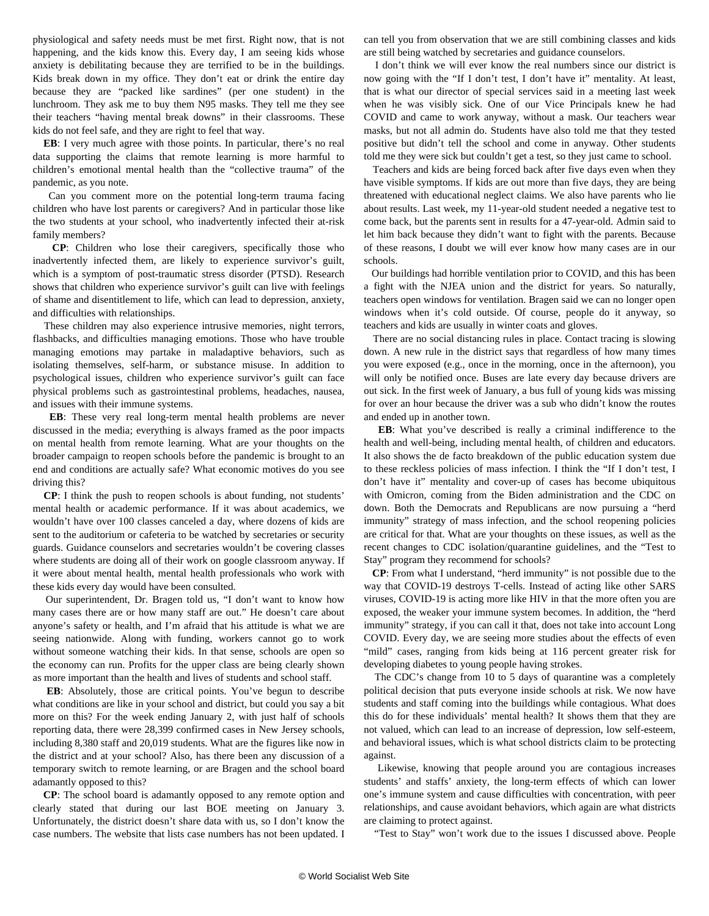physiological and safety needs must be met first. Right now, that is not happening, and the kids know this. Every day, I am seeing kids whose anxiety is debilitating because they are terrified to be in the buildings. Kids break down in my office. They don't eat or drink the entire day because they are "packed like sardines" (per one student) in the lunchroom. They ask me to buy them N95 masks. They tell me they see their teachers "having mental break downs" in their classrooms. These kids do not feel safe, and they are right to feel that way.

**EB**: I very much agree with those points. In particular, there's no real data supporting the claims that remote learning is more harmful to children's emotional mental health than the "collective trauma" of the pandemic, as you note.

Can you comment more on the potential long-term trauma facing children who have lost parents or caregivers? And in particular those like the two students at your school, who inadvertently infected their at-risk family members?

**CP**: Children who lose their caregivers, specifically those who inadvertently infected them, are likely to experience survivor's guilt, which is a symptom of post-traumatic stress disorder (PTSD). Research shows that children who experience survivor's guilt can live with feelings of shame and disentitlement to life, which can lead to depression, anxiety, and difficulties with relationships.

These children may also experience intrusive memories, night terrors, flashbacks, and difficulties managing emotions. Those who have trouble managing emotions may partake in maladaptive behaviors, such as isolating themselves, self-harm, or substance misuse. In addition to psychological issues, children who experience survivor's guilt can face physical problems such as gastrointestinal problems, headaches, nausea, and issues with their immune systems.

**EB**: These very real long-term mental health problems are never discussed in the media; everything is always framed as the poor impacts on mental health from remote learning. What are your thoughts on the broader campaign to reopen schools before the pandemic is brought to an end and conditions are actually safe? What economic motives do you see driving this?

**CP**: I think the push to reopen schools is about funding, not students' mental health or academic performance. If it was about academics, we wouldn't have over 100 classes canceled a day, where dozens of kids are sent to the auditorium or cafeteria to be watched by secretaries or security guards. Guidance counselors and secretaries wouldn't be covering classes where students are doing all of their work on google classroom anyway. If it were about mental health, mental health professionals who work with these kids every day would have been consulted.

Our superintendent, Dr. Bragen told us, "I don't want to know how many cases there are or how many staff are out." He doesn't care about anyone's safety or health, and I'm afraid that his attitude is what we are seeing nationwide. Along with funding, workers cannot go to work without someone watching their kids. In that sense, schools are open so the economy can run. Profits for the upper class are being clearly shown as more important than the health and lives of students and school staff.

**EB**: Absolutely, those are critical points. You've begun to describe what conditions are like in your school and district, but could you say a bit more on this? For the week ending January 2, with just half of schools reporting data, there were 28,399 confirmed cases in New Jersey schools, including 8,380 staff and 20,019 students. What are the figures like now in the district and at your school? Also, has there been any discussion of a temporary switch to remote learning, or are Bragen and the school board adamantly opposed to this?

**CP**: The school board is adamantly opposed to any remote option and clearly stated that during our last BOE meeting on January 3. Unfortunately, the district doesn't share data with us, so I don't know the case numbers. The website that lists case numbers has not been updated. I can tell you from observation that we are still combining classes and kids are still being watched by secretaries and guidance counselors.

I don't think we will ever know the real numbers since our district is now going with the "If I don't test, I don't have it" mentality. At least, that is what our director of special services said in a meeting last week when he was visibly sick. One of our Vice Principals knew he had COVID and came to work anyway, without a mask. Our teachers wear masks, but not all admin do. Students have also told me that they tested positive but didn't tell the school and come in anyway. Other students told me they were sick but couldn't get a test, so they just came to school.

Teachers and kids are being forced back after five days even when they have visible symptoms. If kids are out more than five days, they are being threatened with educational neglect claims. We also have parents who lie about results. Last week, my 11-year-old student needed a negative test to come back, but the parents sent in results for a 47-year-old. Admin said to let him back because they didn't want to fight with the parents. Because of these reasons, I doubt we will ever know how many cases are in our schools.

Our buildings had horrible ventilation prior to COVID, and this has been a fight with the NJEA union and the district for years. So naturally, teachers open windows for ventilation. Bragen said we can no longer open windows when it's cold outside. Of course, people do it anyway, so teachers and kids are usually in winter coats and gloves.

There are no social distancing rules in place. Contact tracing is slowing down. A new rule in the district says that regardless of how many times you were exposed (e.g., once in the morning, once in the afternoon), you will only be notified once. Buses are late every day because drivers are out sick. In the first week of January, a bus full of young kids was missing for over an hour because the driver was a sub who didn't know the routes and ended up in another town.

**EB**: What you've described is really a criminal indifference to the health and well-being, including mental health, of children and educators. It also shows the de facto breakdown of the public education system due to these reckless policies of mass infection. I think the "If I don't test, I don't have it" mentality and cover-up of cases has become ubiquitous with Omicron, coming from the Biden administration and the CDC on down. Both the Democrats and Republicans are now pursuing a "herd immunity" strategy of mass infection, and the school reopening policies are critical for that. What are your thoughts on these issues, as well as the recent changes to CDC isolation/quarantine guidelines, and the "Test to Stay" program they recommend for schools?

**CP**: From what I understand, "herd immunity" is not possible due to the way that COVID-19 destroys T-cells. Instead of acting like other SARS viruses, COVID-19 is acting more like HIV in that the more often you are exposed, the weaker your immune system becomes. In addition, the "herd immunity" strategy, if you can call it that, does not take into account Long COVID. Every day, we are seeing more studies about the effects of even "mild" cases, ranging from kids being at 116 percent greater risk for developing diabetes to young people having strokes.

The CDC's change from 10 to 5 days of quarantine was a completely political decision that puts everyone inside schools at risk. We now have students and staff coming into the buildings while contagious. What does this do for these individuals' mental health? It shows them that they are not valued, which can lead to an increase of depression, low self-esteem, and behavioral issues, which is what school districts claim to be protecting against.

Likewise, knowing that people around you are contagious increases students' and staffs' anxiety, the long-term effects of which can lower one's immune system and cause difficulties with concentration, with peer relationships, and cause avoidant behaviors, which again are what districts are claiming to protect against.

"Test to Stay" won't work due to the issues I discussed above. People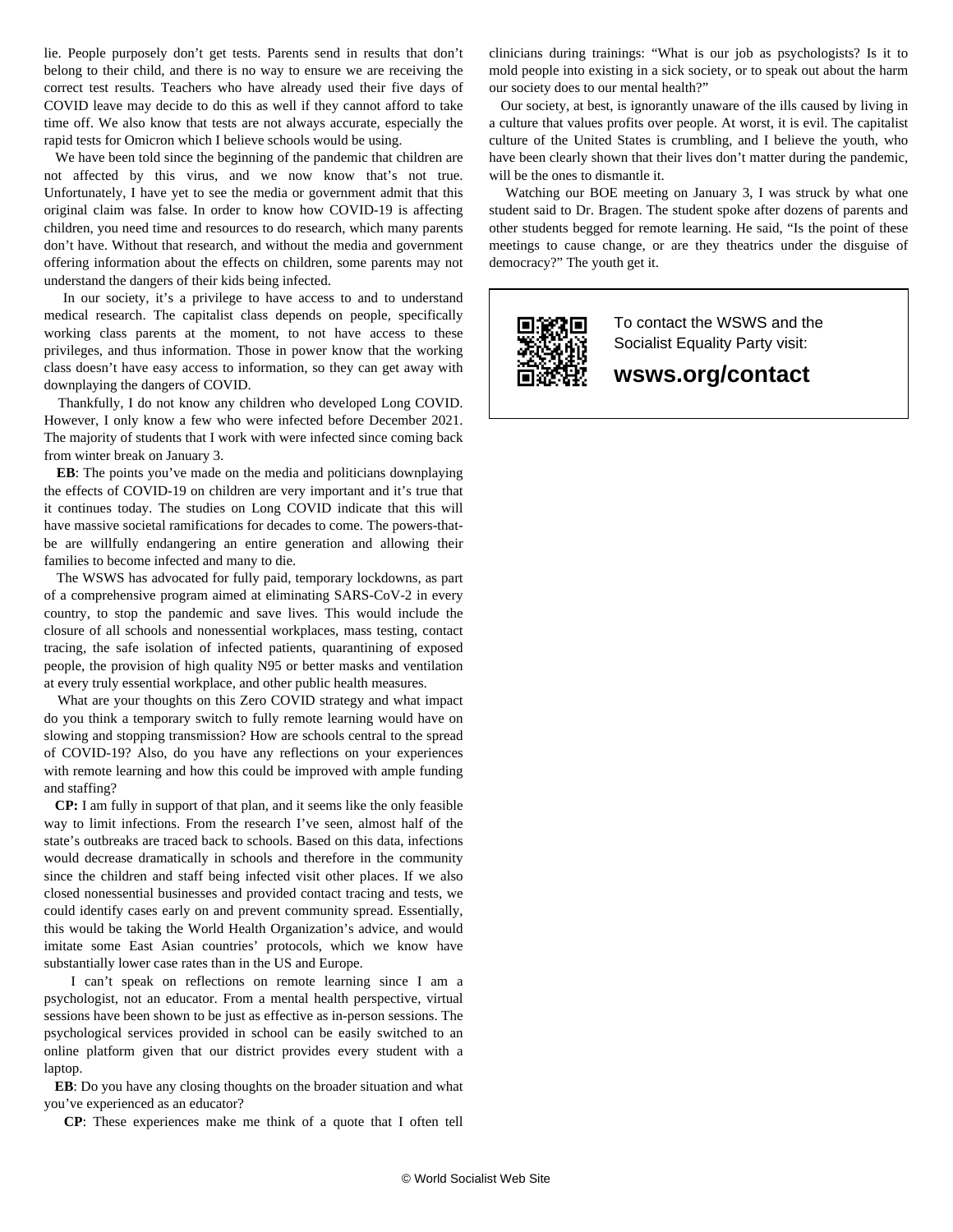lie. People purposely don't get tests. Parents send in results that don't belong to their child, and there is no way to ensure we are receiving the correct test results. Teachers who have already used their five days of COVID leave may decide to do this as well if they cannot afford to take time off. We also know that tests are not always accurate, especially the rapid tests for Omicron which I believe schools would be using.

We have been told since the beginning of the pandemic that children are not affected by this virus, and we now know that's not true. Unfortunately, I have yet to see the media or government admit that this original claim was false. In order to know how COVID-19 is affecting children, you need time and resources to do research, which many parents don't have. Without that research, and without the media and government offering information about the effects on children, some parents may not understand the dangers of their kids being infected.

In our society, it's a privilege to have access to and to understand medical research. The capitalist class depends on people, specifically working class parents at the moment, to not have access to these privileges, and thus information. Those in power know that the working class doesn't have easy access to information, so they can get away with downplaying the dangers of COVID.

Thankfully, I do not know any children who developed Long COVID. However, I only know a few who were infected before December 2021. The majority of students that I work with were infected since coming back from winter break on January 3.

**EB**: The points you've made on the media and politicians downplaying the effects of COVID-19 on children are very important and it's true that it continues today. The studies on Long COVID indicate that this will have massive societal ramifications for decades to come. The powers-that-be are willfully endangering an entire generation and allowing their families to become infected and many to die.

The WSWS has advocated for fully paid, temporary lockdowns, as part of a comprehensive program aimed at eliminating SARS-CoV-2 in every country, to stop the pandemic and save lives. This would include the closure of all schools and nonessential workplaces, mass testing, contact tracing, the safe isolation of infected patients, quarantining of exposed people, the provision of high quality N95 or better masks and ventilation at every truly essential workplace, and other public health measures.

What are your thoughts on this Zero COVID strategy and what impact do you think a temporary switch to fully remote learning would have on slowing and stopping transmission? How are schools central to the spread of COVID-19? Also, do you have any reflections on your experiences with remote learning and how this could be improved with ample funding and staffing?

**CP:** I am fully in support of that plan, and it seems like the only feasible way to limit infections. From the research I've seen, almost half of the state's outbreaks are traced back to schools. Based on this data, infections would decrease dramatically in schools and therefore in the community since the children and staff being infected visit other places. If we also closed nonessential businesses and provided contact tracing and tests, we could identify cases early on and prevent community spread. Essentially, this would be taking the World Health Organization's advice, and would imitate some East Asian countries' protocols, which we know have substantially lower case rates than in the US and Europe.

I can't speak on reflections on remote learning since I am a psychologist, not an educator. From a mental health perspective, virtual sessions have been shown to be just as effective as in-person sessions. The psychological services provided in school can be easily switched to an online platform given that our district provides every student with a laptop.

**EB**: Do you have any closing thoughts on the broader situation and what you've experienced as an educator?

**CP**: These experiences make me think of a quote that I often tell clinicians during trainings: "What is our job as psychologists? Is it to mold people into existing in a sick society, or to speak out about the harm our society does to our mental health?"

Our society, at best, is ignorantly unaware of the ills caused by living in a culture that values profits over people. At worst, it is evil. The capitalist culture of the United States is crumbling, and I believe the youth, who have been clearly shown that their lives don't matter during the pandemic, will be the ones to dismantle it.

Watching our BOE meeting on January 3, I was struck by what one student said to Dr. Bragen. The student spoke after dozens of parents and other students begged for remote learning. He said, "Is the point of these meetings to cause change, or are they theatrics under the disguise of democracy?" The youth get it.

To contact the WSWS and the Socialist Equality Party visit:

**wsws.org/contact**